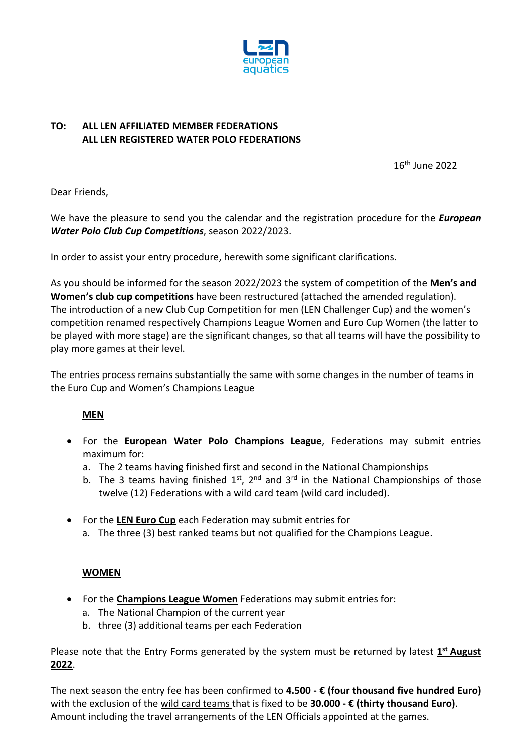**TO: ALL LEN AFFILIATED MEMBER FEDERATIONS**
**ALL LEN REGISTERED WATER POLO FEDERATIONS**

16th June 2022

Dear Friends,

We have the pleasure to send you the calendar and the registration procedure for the ***European Water Polo Club Cup Competitions***, season 2022/2023.

In order to assist your entry procedure, herewith some significant clarifications.

As you should be informed for the season 2022/2023 the system of competition of the **Men's and Women's club cup competitions** have been restructured (attached the amended regulation). The introduction of a new Club Cup Competition for men (LEN Challenger Cup) and the women's competition renamed respectively Champions League Women and Euro Cup Women (the latter to be played with more stage) are the significant changes, so that all teams will have the possibility to play more games at their level.

The entries process remains substantially the same with some changes in the number of teams in the Euro Cup and Women's Champions League

**MEN**

- For the **European Water Polo Champions League**, Federations may submit entries maximum for:
  a. The 2 teams having finished first and second in the National Championships
  b. The 3 teams having finished 1st, 2nd and 3rd in the National Championships of those twelve (12) Federations with a wild card team (wild card included).

- For the **LEN Euro Cup** each Federation may submit entries for
  a. The three (3) best ranked teams but not qualified for the Champions League.

**WOMEN**

- For the **Champions League Women** Federations may submit entries for:
  a. The National Champion of the current year
  b. three (3) additional teams per each Federation

Please note that the Entry Forms generated by the system must be returned by latest **1st August 2022**.

The next season the entry fee has been confirmed to **4.500 - € (four thousand five hundred Euro)** with the exclusion of the wild card teams that is fixed to be **30.000 - € (thirty thousand Euro)**. Amount including the travel arrangements of the LEN Officials appointed at the games.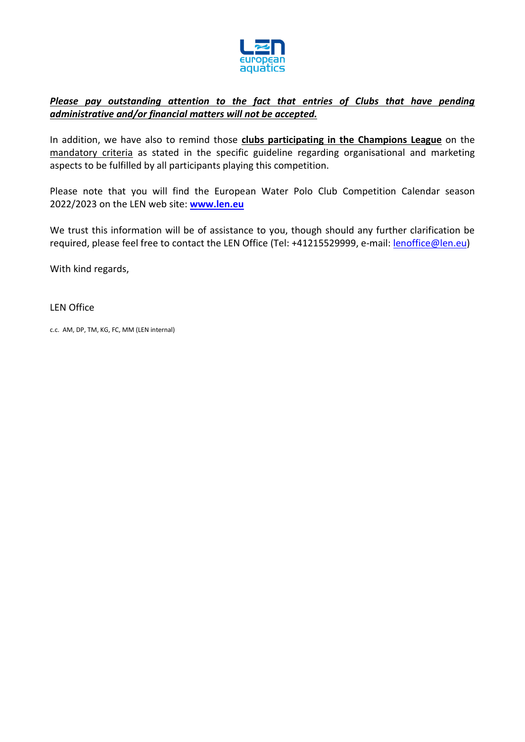***Please pay outstanding attention to the fact that entries of Clubs that have pending administrative and/or financial matters will not be accepted.***

In addition, we have also to remind those **clubs participating in the Champions League** on the mandatory criteria as stated in the specific guideline regarding organisational and marketing aspects to be fulfilled by all participants playing this competition.

Please note that you will find the European Water Polo Club Competition Calendar season 2022/2023 on the LEN web site: **www.len.eu**

We trust this information will be of assistance to you, though should any further clarification be required, please feel free to contact the LEN Office (Tel: +41215529999, e-mail: lenoffice@len.eu)

With kind regards,

LEN Office

c.c. AM, DP, TM, KG, FC, MM (LEN internal)